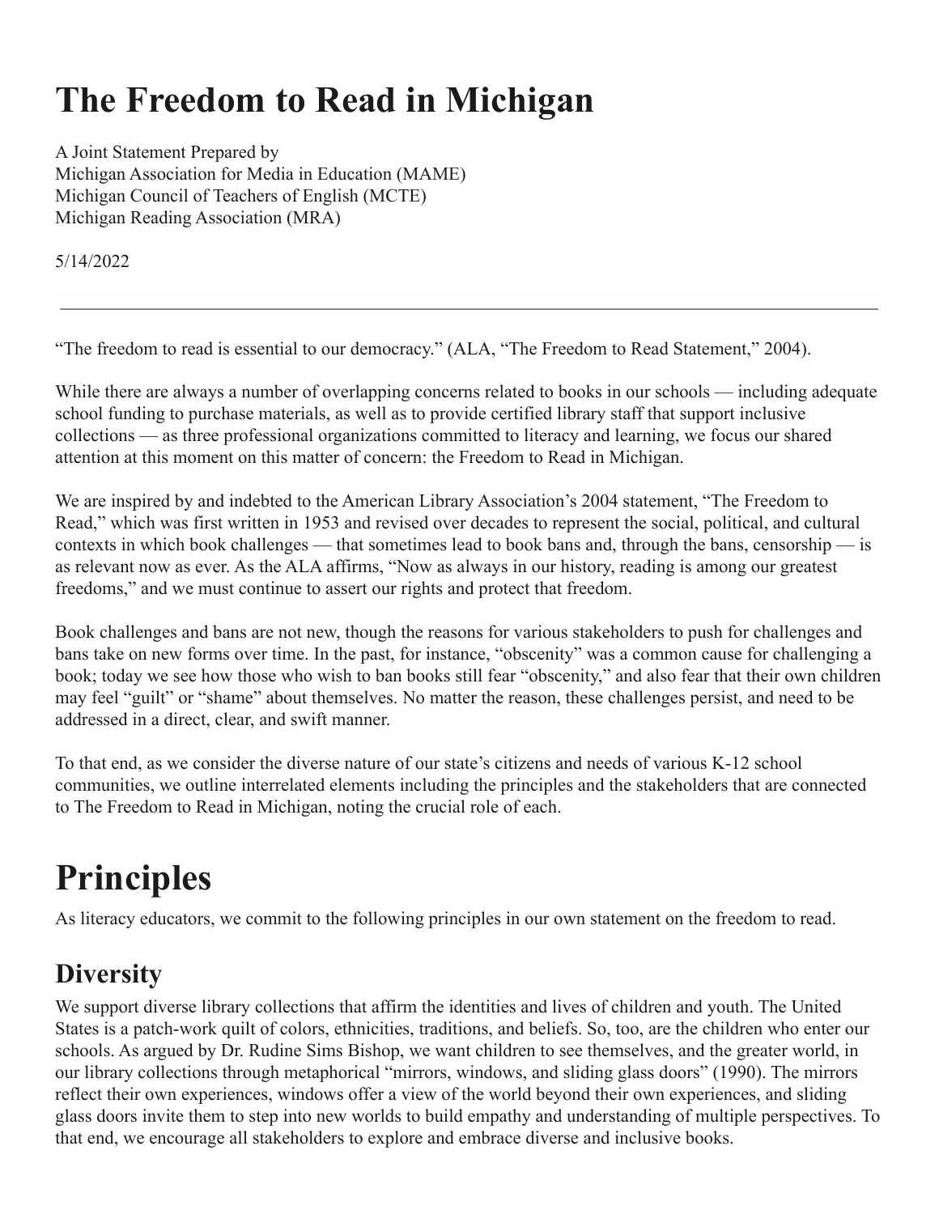# The Freedom to Read in Michigan

A Joint Statement Prepared by
Michigan Association for Media in Education (MAME)
Michigan Council of Teachers of English (MCTE)
Michigan Reading Association (MRA)

5/14/2022

---

"The freedom to read is essential to our democracy." (ALA, "The Freedom to Read Statement," 2004).

While there are always a number of overlapping concerns related to books in our schools — including adequate school funding to purchase materials, as well as to provide certified library staff that support inclusive collections — as three professional organizations committed to literacy and learning, we focus our shared attention at this moment on this matter of concern: the Freedom to Read in Michigan.

We are inspired by and indebted to the American Library Association's 2004 statement, "The Freedom to Read," which was first written in 1953 and revised over decades to represent the social, political, and cultural contexts in which book challenges — that sometimes lead to book bans and, through the bans, censorship — is as relevant now as ever. As the ALA affirms, "Now as always in our history, reading is among our greatest freedoms," and we must continue to assert our rights and protect that freedom.

Book challenges and bans are not new, though the reasons for various stakeholders to push for challenges and bans take on new forms over time. In the past, for instance, "obscenity" was a common cause for challenging a book; today we see how those who wish to ban books still fear "obscenity," and also fear that their own children may feel "guilt" or "shame" about themselves. No matter the reason, these challenges persist, and need to be addressed in a direct, clear, and swift manner.

To that end, as we consider the diverse nature of our state's citizens and needs of various K-12 school communities, we outline interrelated elements including the principles and the stakeholders that are connected to The Freedom to Read in Michigan, noting the crucial role of each.

# Principles

As literacy educators, we commit to the following principles in our own statement on the freedom to read.

## Diversity

We support diverse library collections that affirm the identities and lives of children and youth. The United States is a patch-work quilt of colors, ethnicities, traditions, and beliefs. So, too, are the children who enter our schools. As argued by Dr. Rudine Sims Bishop, we want children to see themselves, and the greater world, in our library collections through metaphorical "mirrors, windows, and sliding glass doors" (1990). The mirrors reflect their own experiences, windows offer a view of the world beyond their own experiences, and sliding glass doors invite them to step into new worlds to build empathy and understanding of multiple perspectives. To that end, we encourage all stakeholders to explore and embrace diverse and inclusive books.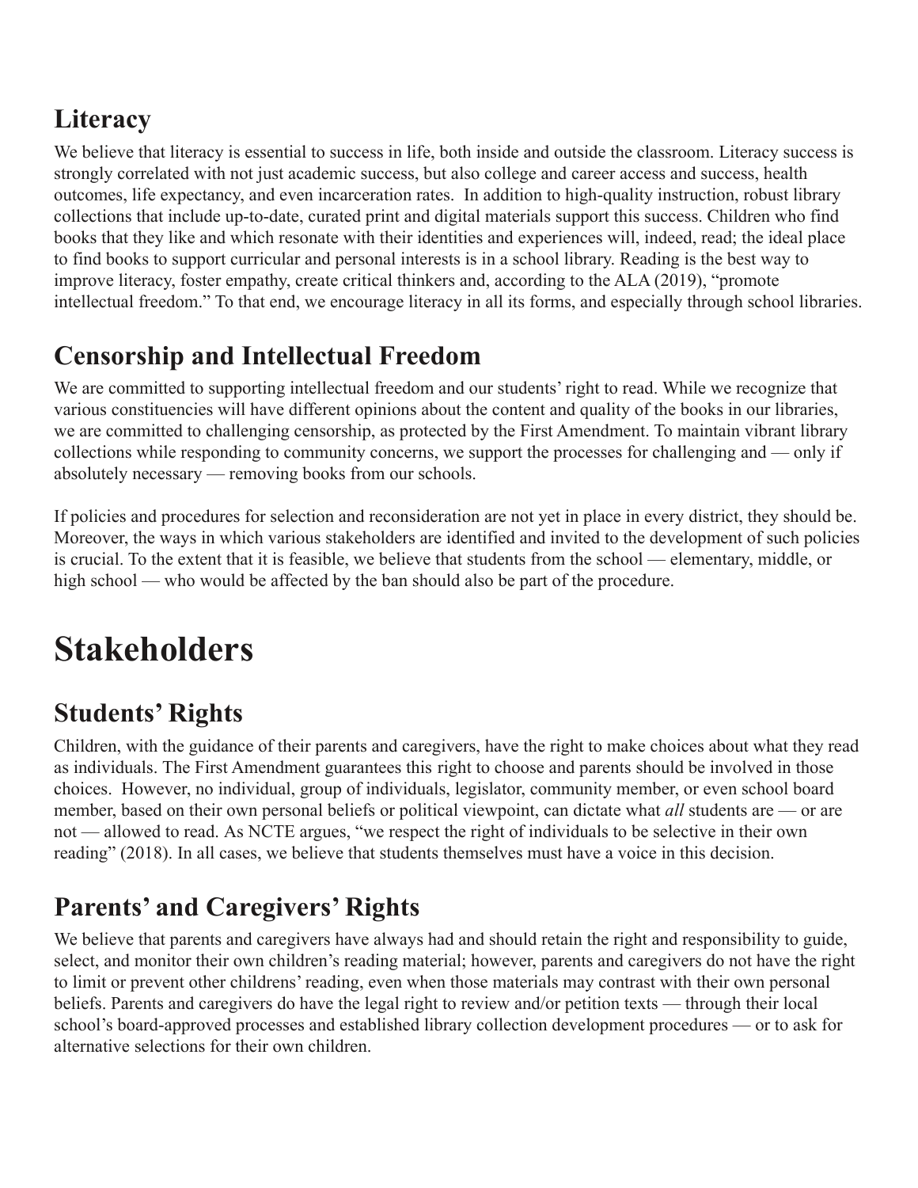## Literacy

We believe that literacy is essential to success in life, both inside and outside the classroom. Literacy success is strongly correlated with not just academic success, but also college and career access and success, health outcomes, life expectancy, and even incarceration rates. In addition to high-quality instruction, robust library collections that include up-to-date, curated print and digital materials support this success. Children who find books that they like and which resonate with their identities and experiences will, indeed, read; the ideal place to find books to support curricular and personal interests is in a school library. Reading is the best way to improve literacy, foster empathy, create critical thinkers and, according to the ALA (2019), "promote intellectual freedom." To that end, we encourage literacy in all its forms, and especially through school libraries.

## Censorship and Intellectual Freedom

We are committed to supporting intellectual freedom and our students' right to read. While we recognize that various constituencies will have different opinions about the content and quality of the books in our libraries, we are committed to challenging censorship, as protected by the First Amendment. To maintain vibrant library collections while responding to community concerns, we support the processes for challenging and — only if absolutely necessary — removing books from our schools.

If policies and procedures for selection and reconsideration are not yet in place in every district, they should be. Moreover, the ways in which various stakeholders are identified and invited to the development of such policies is crucial. To the extent that it is feasible, we believe that students from the school — elementary, middle, or high school — who would be affected by the ban should also be part of the procedure.

# Stakeholders

## Students' Rights

Children, with the guidance of their parents and caregivers, have the right to make choices about what they read as individuals. The First Amendment guarantees this right to choose and parents should be involved in those choices. However, no individual, group of individuals, legislator, community member, or even school board member, based on their own personal beliefs or political viewpoint, can dictate what *all* students are — or are not — allowed to read. As NCTE argues, "we respect the right of individuals to be selective in their own reading" (2018). In all cases, we believe that students themselves must have a voice in this decision.

## Parents' and Caregivers' Rights

We believe that parents and caregivers have always had and should retain the right and responsibility to guide, select, and monitor their own children's reading material; however, parents and caregivers do not have the right to limit or prevent other childrens' reading, even when those materials may contrast with their own personal beliefs. Parents and caregivers do have the legal right to review and/or petition texts — through their local school's board-approved processes and established library collection development procedures — or to ask for alternative selections for their own children.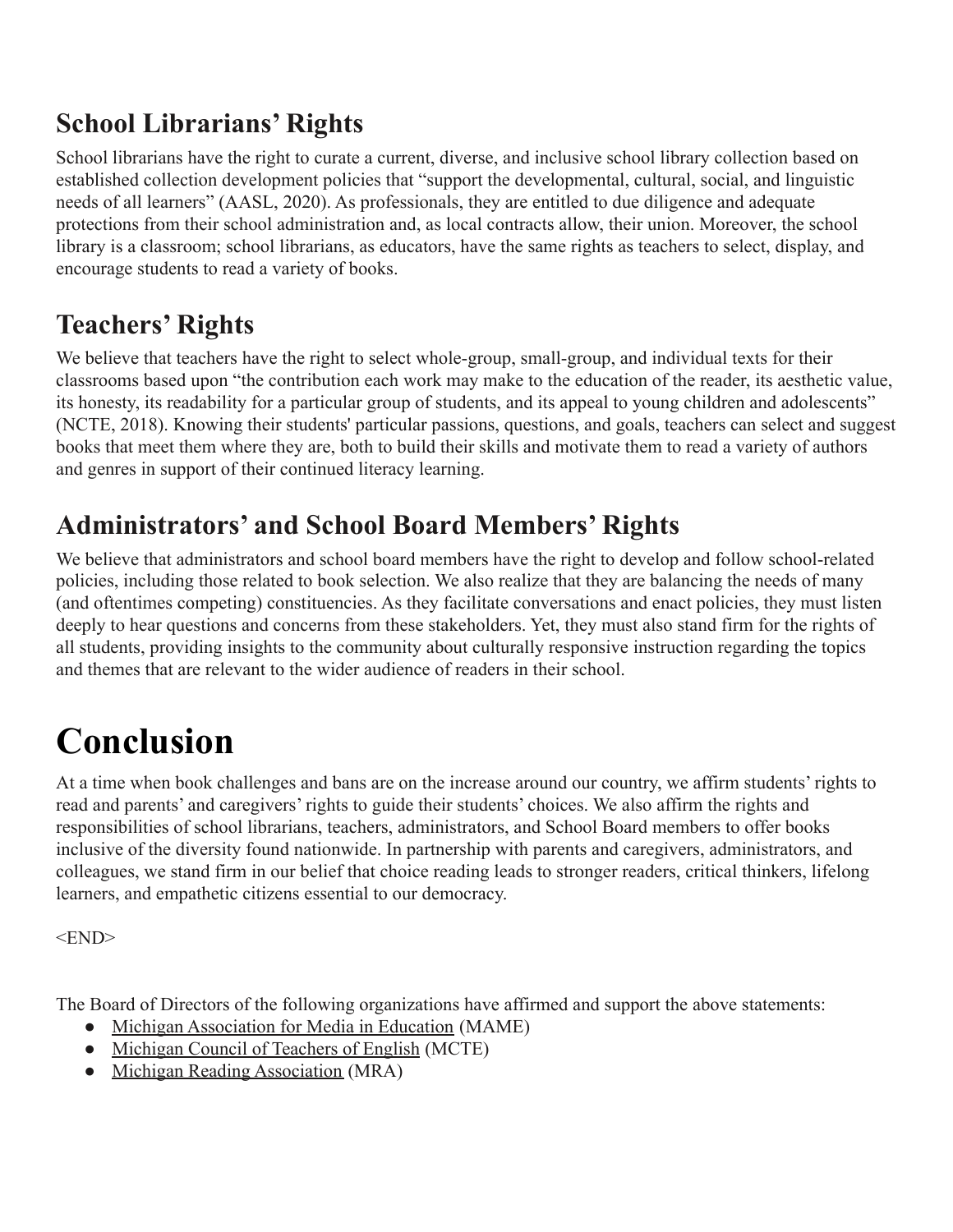## School Librarians' Rights

School librarians have the right to curate a current, diverse, and inclusive school library collection based on established collection development policies that "support the developmental, cultural, social, and linguistic needs of all learners" (AASL, 2020). As professionals, they are entitled to due diligence and adequate protections from their school administration and, as local contracts allow, their union. Moreover, the school library is a classroom; school librarians, as educators, have the same rights as teachers to select, display, and encourage students to read a variety of books.

## Teachers' Rights

We believe that teachers have the right to select whole-group, small-group, and individual texts for their classrooms based upon "the contribution each work may make to the education of the reader, its aesthetic value, its honesty, its readability for a particular group of students, and its appeal to young children and adolescents" (NCTE, 2018). Knowing their students' particular passions, questions, and goals, teachers can select and suggest books that meet them where they are, both to build their skills and motivate them to read a variety of authors and genres in support of their continued literacy learning.

## Administrators' and School Board Members' Rights

We believe that administrators and school board members have the right to develop and follow school-related policies, including those related to book selection. We also realize that they are balancing the needs of many (and oftentimes competing) constituencies. As they facilitate conversations and enact policies, they must listen deeply to hear questions and concerns from these stakeholders. Yet, they must also stand firm for the rights of all students, providing insights to the community about culturally responsive instruction regarding the topics and themes that are relevant to the wider audience of readers in their school.

# Conclusion

At a time when book challenges and bans are on the increase around our country, we affirm students' rights to read and parents' and caregivers' rights to guide their students' choices. We also affirm the rights and responsibilities of school librarians, teachers, administrators, and School Board members to offer books inclusive of the diversity found nationwide. In partnership with parents and caregivers, administrators, and colleagues, we stand firm in our belief that choice reading leads to stronger readers, critical thinkers, lifelong learners, and empathetic citizens essential to our democracy.

<END>

The Board of Directors of the following organizations have affirmed and support the above statements:

- Michigan Association for Media in Education (MAME)
- Michigan Council of Teachers of English (MCTE)
- Michigan Reading Association (MRA)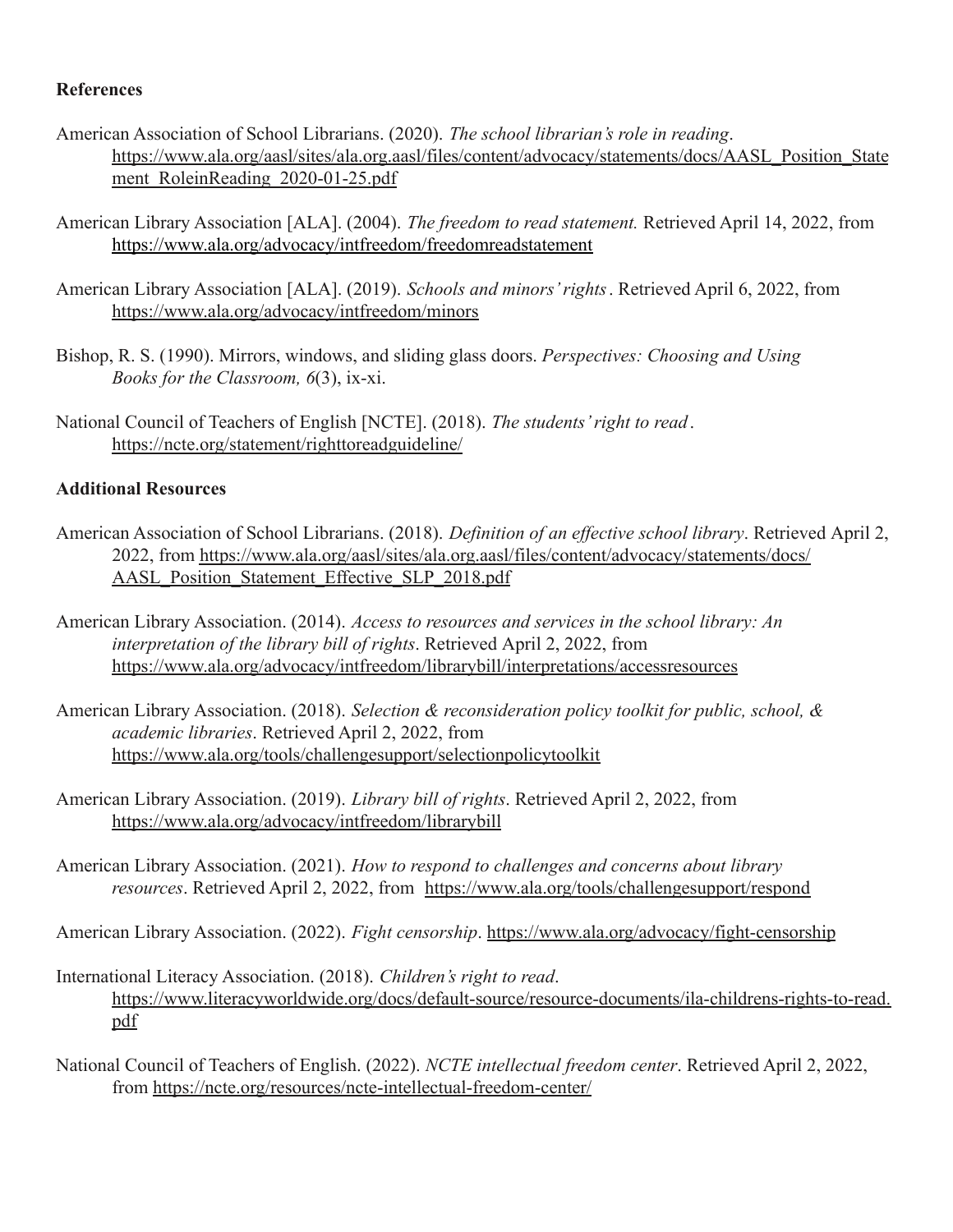**References**

American Association of School Librarians. (2020). *The school librarian's role in reading*. https://www.ala.org/aasl/sites/ala.org.aasl/files/content/advocacy/statements/docs/AASL_Position_Statement_RoleinReading_2020-01-25.pdf

American Library Association [ALA]. (2004). *The freedom to read statement.* Retrieved April 14, 2022, from https://www.ala.org/advocacy/intfreedom/freedomreadstatement

American Library Association [ALA]. (2019). *Schools and minors' rights*. Retrieved April 6, 2022, from https://www.ala.org/advocacy/intfreedom/minors

Bishop, R. S. (1990). Mirrors, windows, and sliding glass doors. *Perspectives: Choosing and Using Books for the Classroom, 6*(3), ix-xi.

National Council of Teachers of English [NCTE]. (2018). *The students' right to read*. https://ncte.org/statement/righttoreadguideline/

**Additional Resources**

American Association of School Librarians. (2018). *Definition of an effective school library*. Retrieved April 2, 2022, from https://www.ala.org/aasl/sites/ala.org.aasl/files/content/advocacy/statements/docs/AASL_Position_Statement_Effective_SLP_2018.pdf

American Library Association. (2014). *Access to resources and services in the school library: An interpretation of the library bill of rights*. Retrieved April 2, 2022, from https://www.ala.org/advocacy/intfreedom/librarybill/interpretations/accessresources

American Library Association. (2018). *Selection & reconsideration policy toolkit for public, school, & academic libraries*. Retrieved April 2, 2022, from https://www.ala.org/tools/challengesupport/selectionpolicytoolkit

American Library Association. (2019). *Library bill of rights*. Retrieved April 2, 2022, from https://www.ala.org/advocacy/intfreedom/librarybill

American Library Association. (2021). *How to respond to challenges and concerns about library resources*. Retrieved April 2, 2022, from https://www.ala.org/tools/challengesupport/respond

American Library Association. (2022). *Fight censorship*. https://www.ala.org/advocacy/fight-censorship

International Literacy Association. (2018). *Children's right to read*. https://www.literacyworldwide.org/docs/default-source/resource-documents/ila-childrens-rights-to-read.pdf

National Council of Teachers of English. (2022). *NCTE intellectual freedom center*. Retrieved April 2, 2022, from https://ncte.org/resources/ncte-intellectual-freedom-center/